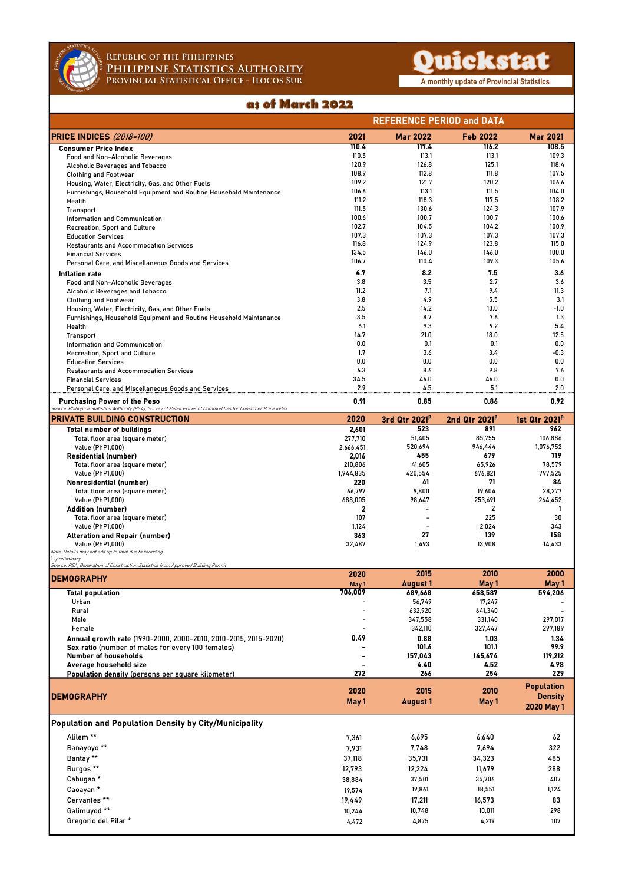Republic of the Philippines
Philippine Statistics Authority
Provincial Statistical Office - Ilocos Sur

# Quickstat

A monthly update of Provincial Statistics

## as of March 2022

| PRICE INDICES *(2018=100)* | 2021 | Mar 2022 | Feb 2022 | Mar 2021 |
|---|---|---|---|---|
| **Consumer Price Index** | **110.4** | **117.4** | **116.2** | **108.5** |
| Food and Non-Alcoholic Beverages | 110.5 | 113.1 | 113.1 | 109.3 |
| Alcoholic Beverages and Tobacco | 120.9 | 126.8 | 125.1 | 118.4 |
| Clothing and Footwear | 108.9 | 112.8 | 111.8 | 107.5 |
| Housing, Water, Electricity, Gas, and Other Fuels | 109.2 | 121.7 | 120.2 | 106.6 |
| Furnishings, Household Equipment and Routine Household Maintenance | 106.6 | 113.1 | 111.5 | 104.0 |
| Health | 111.2 | 118.3 | 117.5 | 108.2 |
| Transport | 111.5 | 130.6 | 124.3 | 107.9 |
| Information and Communication | 100.6 | 100.7 | 100.7 | 100.6 |
| Recreation, Sport and Culture | 102.7 | 104.5 | 104.2 | 100.9 |
| Education Services | 107.3 | 107.3 | 107.3 | 107.3 |
| Restaurants and Accommodation Services | 116.8 | 124.9 | 123.8 | 115.0 |
| Financial Services | 134.5 | 146.0 | 146.0 | 100.0 |
| Personal Care, and Miscellaneous Goods and Services | 106.7 | 110.4 | 109.3 | 105.6 |
| **Inflation rate** | **4.7** | **8.2** | **7.5** | **3.6** |
| Food and Non-Alcoholic Beverages | 3.8 | 3.5 | 2.7 | 3.6 |
| Alcoholic Beverages and Tobacco | 11.2 | 7.1 | 9.4 | 11.3 |
| Clothing and Footwear | 3.8 | 4.9 | 5.5 | 3.1 |
| Housing, Water, Electricity, Gas, and Other Fuels | 2.5 | 14.2 | 13.0 | -1.0 |
| Furnishings, Household Equipment and Routine Household Maintenance | 3.5 | 8.7 | 7.6 | 1.3 |
| Health | 6.1 | 9.3 | 9.2 | 5.4 |
| Transport | 14.7 | 21.0 | 18.0 | 12.5 |
| Information and Communication | 0.0 | 0.1 | 0.1 | 0.0 |
| Recreation, Sport and Culture | 1.7 | 3.6 | 3.4 | -0.3 |
| Education Services | 0.0 | 0.0 | 0.0 | 0.0 |
| Restaurants and Accommodation Services | 6.3 | 8.6 | 9.8 | 7.6 |
| Financial Services | 34.5 | 46.0 | 46.0 | 0.0 |
| Personal Care, and Miscellaneous Goods and Services | 2.9 | 4.5 | 5.1 | 2.0 |
| **Purchasing Power of the Peso** | **0.91** | **0.85** | **0.86** | **0.92** |

*Source: Philippine Statistics Authority (PSA), Survey of Retail Prices of Commodities for Consumer Price Index*

| PRIVATE BUILDING CONSTRUCTION | 2020 | 3rd Qtr 2021[p] | 2nd Qtr 2021[p] | 1st Qtr 2021[p] |
|---|---|---|---|---|
| **Total number of buildings** | **2,601** | **523** | **891** | **962** |
| Total floor area (square meter) | 277,710 | 51,405 | 85,755 | 106,886 |
| Value (PhP1,000) | 2,666,451 | 520,694 | 946,444 | 1,076,752 |
| **Residential (number)** | **2,016** | **455** | **679** | **719** |
| Total floor area (square meter) | 210,806 | 41,605 | 65,926 | 78,579 |
| Value (PhP1,000) | 1,944,835 | 420,554 | 676,821 | 797,525 |
| **Nonresidential (number)** | **220** | **41** | **71** | **84** |
| Total floor area (square meter) | 66,797 | 9,800 | 19,604 | 28,277 |
| Value (PhP1,000) | 688,005 | 98,647 | 253,691 | 264,452 |
| **Addition (number)** | **2** | **-** | **2** | **1** |
| Total floor area (square meter) | 107 | - | 225 | 30 |
| Value (PhP1,000) | 1,124 | - | 2,024 | 343 |
| **Alteration and Repair (number)** | **363** | **27** | **139** | **158** |
| Value (PhP1,000) | 32,487 | 1,493 | 13,908 | 14,433 |

*Note: Details may not add up to total due to rounding.*
*[p] -preliminary*
*Source: PSA, Generation of Construction Statistics from Approved Building Permit*

| DEMOGRAPHY | 2020 May 1 | 2015 August 1 | 2010 May 1 | 2000 May 1 |
|---|---|---|---|---|
| **Total population** | **706,009** | **689,668** | **658,587** | **594,206** |
| Urban | - | 56,749 | 17,247 | - |
| Rural | - | 632,920 | 641,340 | - |
| Male | - | 347,558 | 331,140 | 297,017 |
| Female | - | 342,110 | 327,447 | 297,189 |
| **Annual growth rate** (1990-2000, 2000-2010, 2010-2015, 2015-2020) | **0.49** | **0.88** | **1.03** | **1.34** |
| **Sex ratio** (number of males for every 100 females) | **-** | **101.6** | **101.1** | **99.9** |
| **Number of households** | **-** | **157,043** | **145,674** | **119,212** |
| **Average household size** | **-** | **4.40** | **4.52** | **4.98** |
| **Population density** (persons per square kilometer) | **272** | **266** | **254** | **229** |

| DEMOGRAPHY | 2020 May 1 | 2015 August 1 | 2010 May 1 | Population Density 2020 May 1 |
|---|---|---|---|---|
| **Population and Population Density by City/Municipality** | | | | |
| Alilem ** | 7,361 | 6,695 | 6,640 | 62 |
| Banayoyo ** | 7,931 | 7,748 | 7,694 | 322 |
| Bantay ** | 37,118 | 35,731 | 34,323 | 485 |
| Burgos ** | 12,793 | 12,224 | 11,679 | 288 |
| Cabugao * | 38,884 | 37,501 | 35,706 | 407 |
| Caoayan * | 19,574 | 19,861 | 18,551 | 1,124 |
| Cervantes ** | 19,449 | 17,211 | 16,573 | 83 |
| Galimuyod ** | 10,244 | 10,748 | 10,011 | 298 |
| Gregorio del Pilar * | 4,472 | 4,875 | 4,219 | 107 |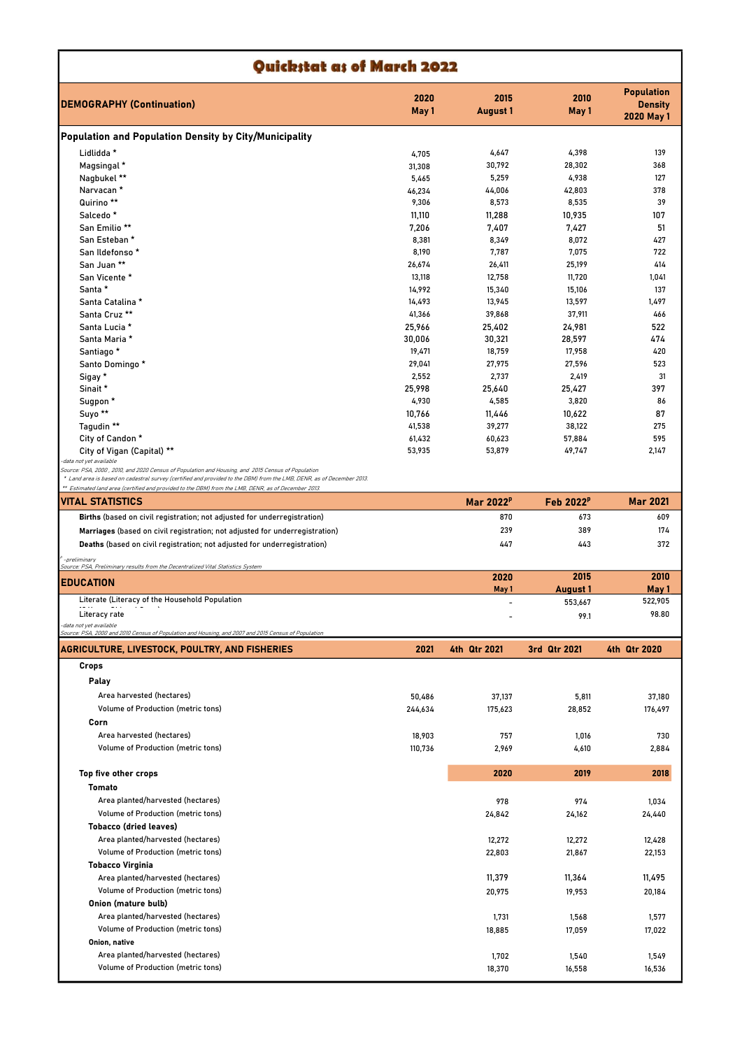# Quickstat as of March 2022

| DEMOGRAPHY (Continuation) | 2020 May 1 | 2015 August 1 | 2010 May 1 | Population Density 2020 May 1 |
|---|---|---|---|---|
| **Population and Population Density by City/Municipality** | | | | |
| Lidlidda * | 4,705 | 4,647 | 4,398 | 139 |
| Magsingal * | 31,308 | 30,792 | 28,302 | 368 |
| Nagbukel ** | 5,465 | 5,259 | 4,938 | 127 |
| Narvacan * | 46,234 | 44,006 | 42,803 | 378 |
| Quirino ** | 9,306 | 8,573 | 8,535 | 39 |
| Salcedo * | 11,110 | 11,288 | 10,935 | 107 |
| San Emilio ** | 7,206 | 7,407 | 7,427 | 51 |
| San Esteban * | 8,381 | 8,349 | 8,072 | 427 |
| San Ildefonso * | 8,190 | 7,787 | 7,075 | 722 |
| San Juan ** | 26,674 | 26,411 | 25,199 | 414 |
| San Vicente * | 13,118 | 12,758 | 11,720 | 1,041 |
| Santa * | 14,992 | 15,340 | 15,106 | 137 |
| Santa Catalina * | 14,493 | 13,945 | 13,597 | 1,497 |
| Santa Cruz ** | 41,366 | 39,868 | 37,911 | 466 |
| Santa Lucia * | 25,966 | 25,402 | 24,981 | 522 |
| Santa Maria * | 30,006 | 30,321 | 28,597 | 474 |
| Santiago * | 19,471 | 18,759 | 17,958 | 420 |
| Santo Domingo * | 29,041 | 27,975 | 27,596 | 523 |
| Sigay * | 2,552 | 2,737 | 2,419 | 31 |
| Sinait * | 25,998 | 25,640 | 25,427 | 397 |
| Sugpon * | 4,930 | 4,585 | 3,820 | 86 |
| Suyo ** | 10,766 | 11,446 | 10,622 | 87 |
| Tagudin ** | 41,538 | 39,277 | 38,122 | 275 |
| City of Candon * | 61,432 | 60,623 | 57,884 | 595 |
| City of Vigan (Capital) ** | 53,935 | 53,879 | 49,747 | 2,147 |

-data not yet available
*Source: PSA, 2000 , 2010, and 2020 Census of Population and Housing, and 2015 Census of Population*
*\* Land area is based on cadastral survey (certified and provided to the DBM) from the LMB, DENR, as of December 2013.*
*\*\* Estimated land area (certified and provided to the DBM) from the LMB, DENR, as of December 2013.*

| VITAL STATISTICS | Mar 2022[p] | Feb 2022[p] | Mar 2021 |
|---|---|---|---|
| **Births** (based on civil registration; not adjusted for underregistration) | 870 | 673 | 609 |
| **Marriages** (based on civil registration; not adjusted for underregistration) | 239 | 389 | 174 |
| **Deaths** (based on civil registration; not adjusted for underregistration) | 447 | 443 | 372 |

[p] -preliminary
*Source: PSA, Preliminary results from the Decentralized Vital Statistics System*

| EDUCATION | 2020 May 1 | 2015 August 1 | 2010 May 1 |
|---|---|---|---|
| Literate (Literacy of the Household Population | - | 553,667 | 522,905 |
| Literacy rate | - | 99.1 | 98.80 |

-data not yet available
*Source: PSA, 2000 and 2010 Census of Population and Housing, and 2007 and 2015 Census of Population*

| AGRICULTURE, LIVESTOCK, POULTRY, AND FISHERIES | 2021 | 4th Qtr 2021 | 3rd Qtr 2021 | 4th Qtr 2020 |
|---|---|---|---|---|
| **Crops** | | | | |
| **Palay** | | | | |
| Area harvested (hectares) | 50,486 | 37,137 | 5,811 | 37,180 |
| Volume of Production (metric tons) | 244,634 | 175,623 | 28,852 | 176,497 |
| **Corn** | | | | |
| Area harvested (hectares) | 18,903 | 757 | 1,016 | 730 |
| Volume of Production (metric tons) | 110,736 | 2,969 | 4,610 | 2,884 |

| Top five other crops | 2020 | 2019 | 2018 |
|---|---|---|---|
| **Tomato** | | | |
| Area planted/harvested (hectares) | 978 | 974 | 1,034 |
| Volume of Production (metric tons) | 24,842 | 24,162 | 24,440 |
| **Tobacco (dried leaves)** | | | |
| Area planted/harvested (hectares) | 12,272 | 12,272 | 12,428 |
| Volume of Production (metric tons) | 22,803 | 21,867 | 22,153 |
| **Tobacco Virginia** | | | |
| Area planted/harvested (hectares) | 11,379 | 11,364 | 11,495 |
| Volume of Production (metric tons) | 20,975 | 19,953 | 20,184 |
| **Onion (mature bulb)** | | | |
| Area planted/harvested (hectares) | 1,731 | 1,568 | 1,577 |
| Volume of Production (metric tons) | 18,885 | 17,059 | 17,022 |
| **Onion, native** | | | |
| Area planted/harvested (hectares) | 1,702 | 1,540 | 1,549 |
| Volume of Production (metric tons) | 18,370 | 16,558 | 16,536 |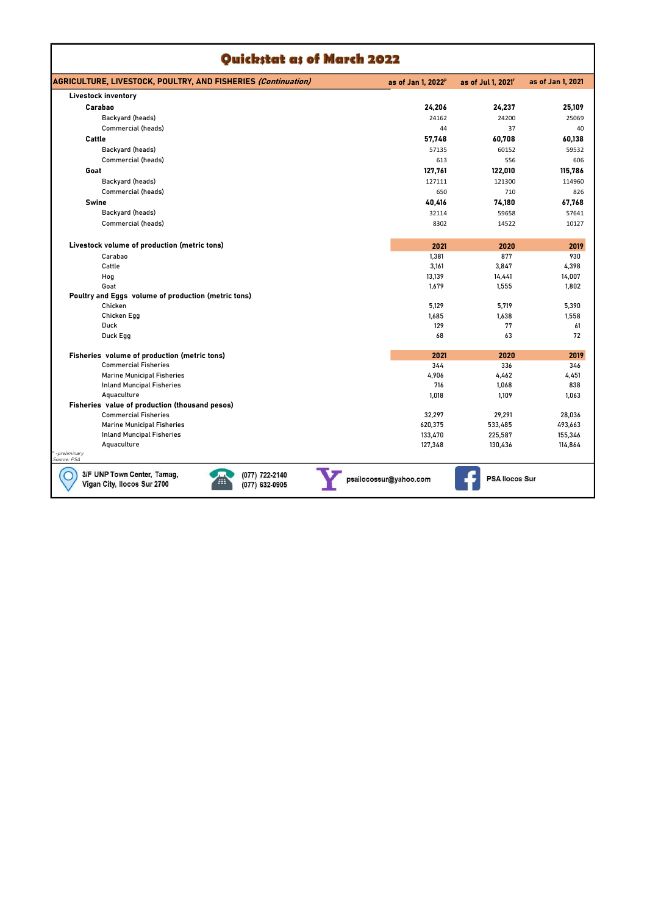# Quickstat as of March 2022

| AGRICULTURE, LIVESTOCK, POULTRY, AND FISHERIES *(Continuation)* | as of Jan 1, 2022[p] | as of Jul 1, 2021[r] | as of Jan 1, 2021 |
|---|---|---|---|
| **Livestock inventory** | | | |
| **Carabao** | **24,206** | **24,237** | **25,109** |
| Backyard (heads) | 24162 | 24200 | 25069 |
| Commercial (heads) | 44 | 37 | 40 |
| **Cattle** | **57,748** | **60,708** | **60,138** |
| Backyard (heads) | 57135 | 60152 | 59532 |
| Commercial (heads) | 613 | 556 | 606 |
| **Goat** | **127,761** | **122,010** | **115,786** |
| Backyard (heads) | 127111 | 121300 | 114960 |
| Commercial (heads) | 650 | 710 | 826 |
| **Swine** | **40,416** | **74,180** | **67,768** |
| Backyard (heads) | 32114 | 59658 | 57641 |
| Commercial (heads) | 8302 | 14522 | 10127 |

| **Livestock volume of production (metric tons)** | **2021** | **2020** | **2019** |
|---|---|---|---|
| Carabao | 1,381 | 877 | 930 |
| Cattle | 3,161 | 3,847 | 4,398 |
| Hog | 13,139 | 14,441 | 14,007 |
| Goat | 1,679 | 1,555 | 1,802 |
| **Poultry and Eggs volume of production (metric tons)** | | | |
| Chicken | 5,129 | 5,719 | 5,390 |
| Chicken Egg | 1,685 | 1,638 | 1,558 |
| Duck | 129 | 77 | 61 |
| Duck Egg | 68 | 63 | 72 |

| **Fisheries volume of production (metric tons)** | **2021** | **2020** | **2019** |
|---|---|---|---|
| Commercial Fisheries | 344 | 336 | 346 |
| Marine Municipal Fisheries | 4,906 | 4,462 | 4,451 |
| Inland Muncipal Fisheries | 716 | 1,068 | 838 |
| Aquaculture | 1,018 | 1,109 | 1,063 |
| **Fisheries value of production (thousand pesos)** | | | |
| Commercial Fisheries | 32,297 | 29,291 | 28,036 |
| Marine Municipal Fisheries | 620,375 | 533,485 | 493,663 |
| Inland Muncipal Fisheries | 133,470 | 225,587 | 155,346 |
| Aquaculture | 127,348 | 130,436 | 114,864 |

*p - preliminary*
*Source: PSA*

3/F UNP Town Center, Tamag, Vigan City, Ilocos Sur 2700 | (077) 722-2140 (077) 632-0905 | psailocossur@yahoo.com | PSA Ilocos Sur